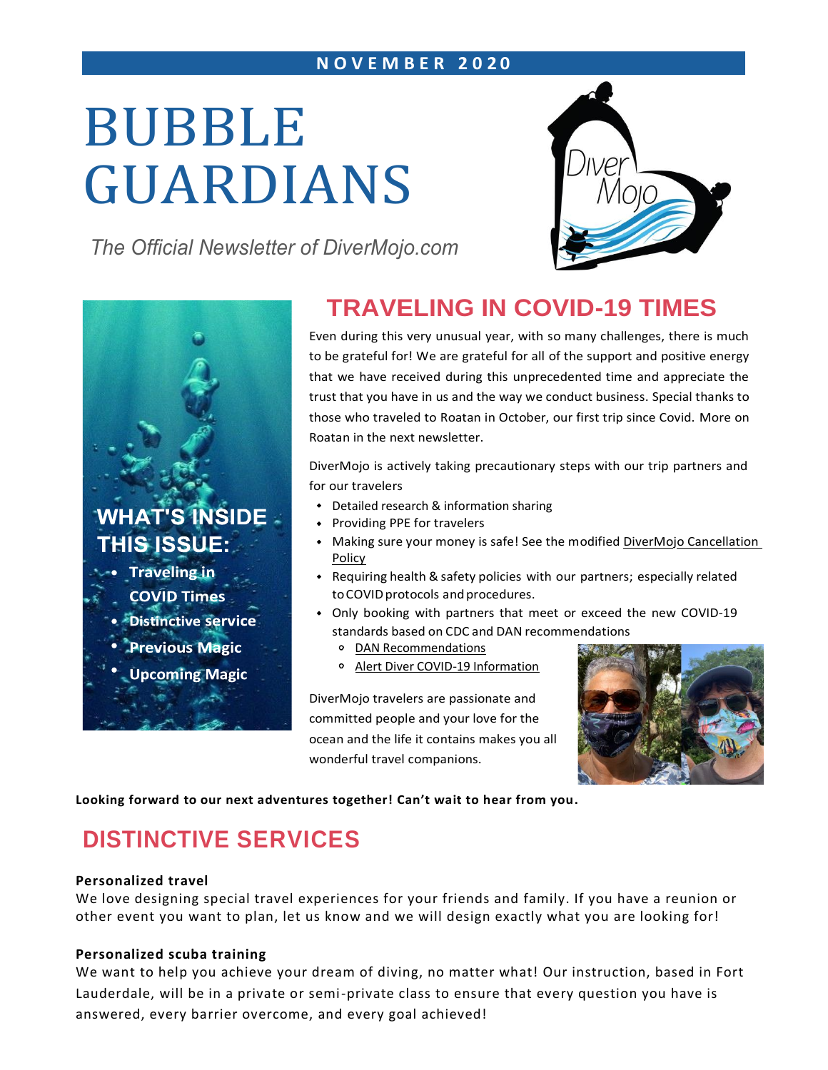NOVEMBER 2020

# BUBBLE GUARDIANS

*The Official Newsletter of DiverMojo.com*

**WHAT'S INSIDE THIS ISSUE:**

- Traveling in COVID Times
- Distinctive service
- Previous Magic
- Upcoming Magic

## TRAVELING IN COVID-19 TIMES

Even during this very unusual year, with so many challenges, there is much to be grateful for! We are grateful for all of the support and positive energy that we have received during this unprecedented time and appreciate the trust that you have in us and the way we conduct business. Special thanks to those who traveled to Roatan in October, our first trip since Covid. More on Roatan in the next newsletter.

DiverMojo is actively taking precautionary steps with our trip partners and for our travelers

- Detailed research & information sharing
- Providing PPE for travelers
- Making sure your money is safe! See the modified DiverMojo Cancellation Policy
- Requiring health & safety policies with our partners; especially related to COVID protocols and procedures.
- Only booking with partners that meet or exceed the new COVID-19 standards based on CDC and DAN recommendations
  - DAN Recommendations
  - Alert Diver COVID-19 Information

DiverMojo travelers are passionate and committed people and your love for the ocean and the life it contains makes you all wonderful travel companions.

**Looking forward to our next adventures together! Can't wait to hear from you.**

## DISTINCTIVE SERVICES

**Personalized travel**
We love designing special travel experiences for your friends and family. If you have a reunion or other event you want to plan, let us know and we will design exactly what you are looking for!

**Personalized scuba training**
We want to help you achieve your dream of diving, no matter what! Our instruction, based in Fort Lauderdale, will be in a private or semi-private class to ensure that every question you have is answered, every barrier overcome, and every goal achieved!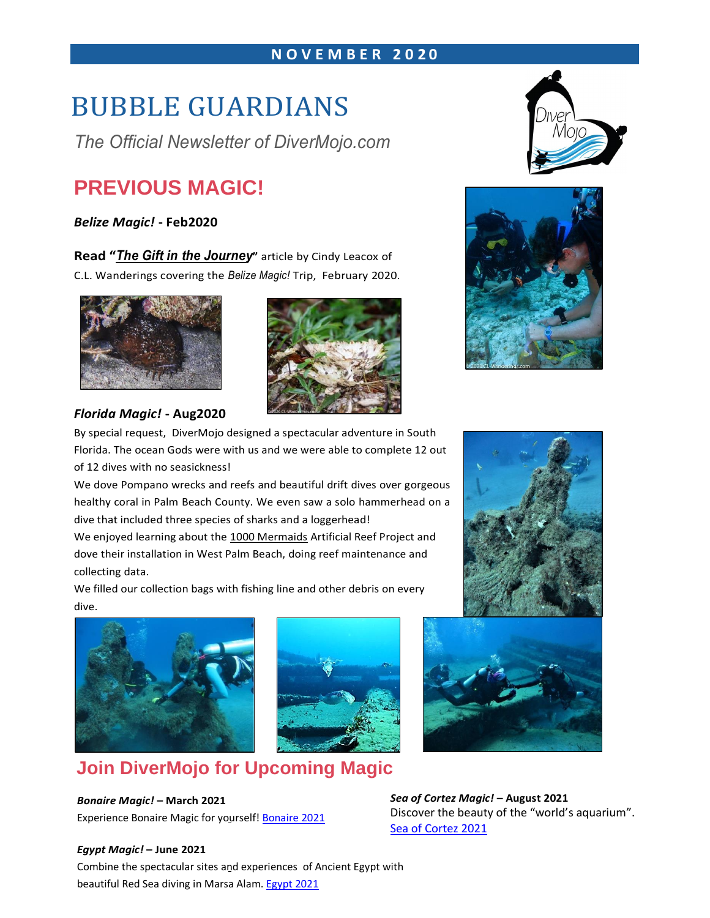NOVEMBER 2020

# BUBBLE GUARDIANS

*The Official Newsletter of DiverMojo.com*

## PREVIOUS MAGIC!

***Belize Magic!* - Feb2020**

**Read "*The Gift in the Journey*"** article by Cindy Leacox of C.L. Wanderings covering the *Belize Magic!* Trip, February 2020.

***Florida Magic!* - Aug2020**

By special request, DiverMojo designed a spectacular adventure in South Florida. The ocean Gods were with us and we were able to complete 12 out of 12 dives with no seasickness!

We dove Pompano wrecks and reefs and beautiful drift dives over gorgeous healthy coral in Palm Beach County. We even saw a solo hammerhead on a dive that included three species of sharks and a loggerhead!

We enjoyed learning about the 1000 Mermaids Artificial Reef Project and dove their installation in West Palm Beach, doing reef maintenance and collecting data.

We filled our collection bags with fishing line and other debris on every dive.

## Join DiverMojo for Upcoming Magic

***Bonaire Magic!* – March 2021**

Experience Bonaire Magic for yourself! Bonaire 2021

***Egypt Magic!* – June 2021**

Combine the spectacular sites and experiences of Ancient Egypt with beautiful Red Sea diving in Marsa Alam. Egypt 2021

***Sea of Cortez Magic!* – August 2021**

Discover the beauty of the "world's aquarium". Sea of Cortez 2021